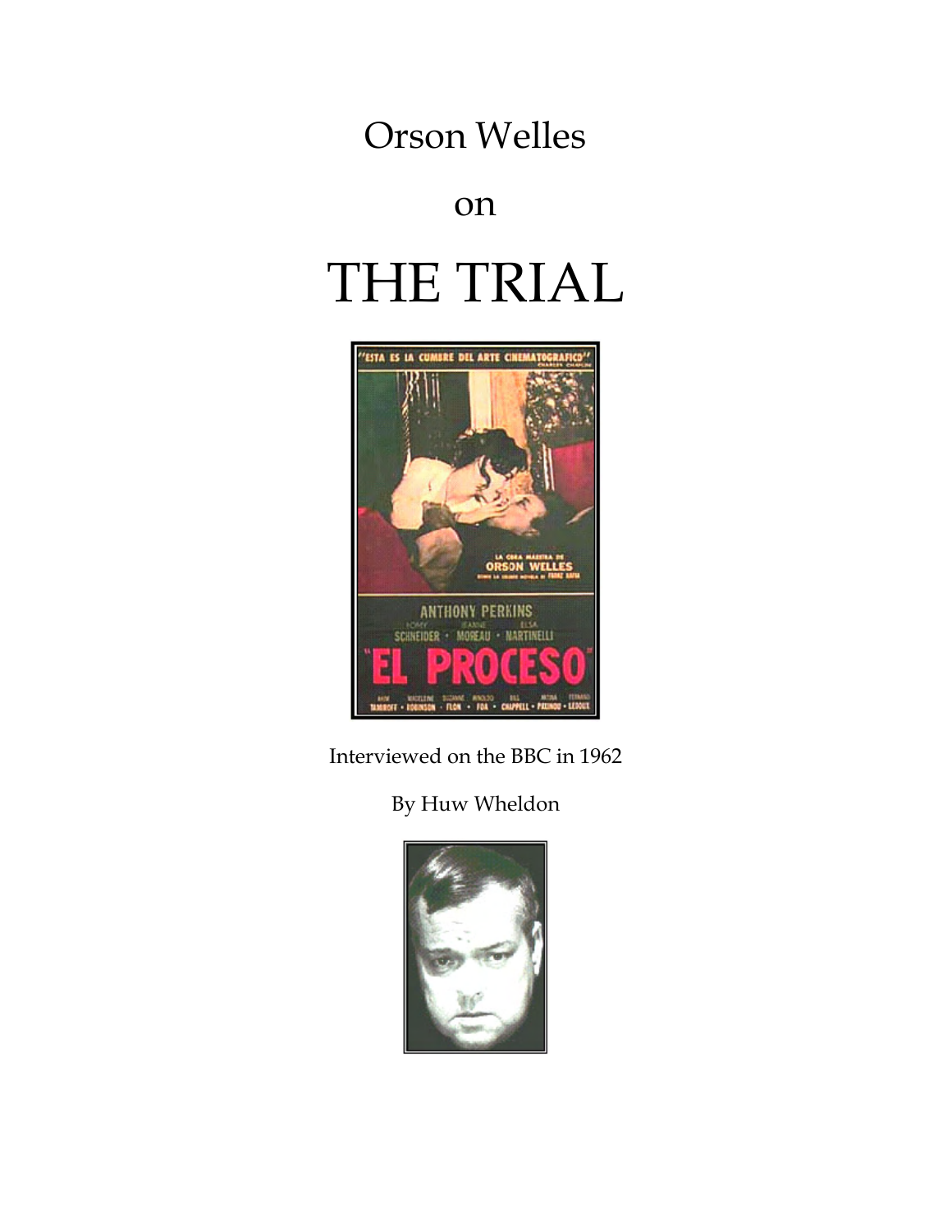# Orson Welles

## on

# THE TRIAL

Interviewed on the BBC in 1962

By Huw Wheldon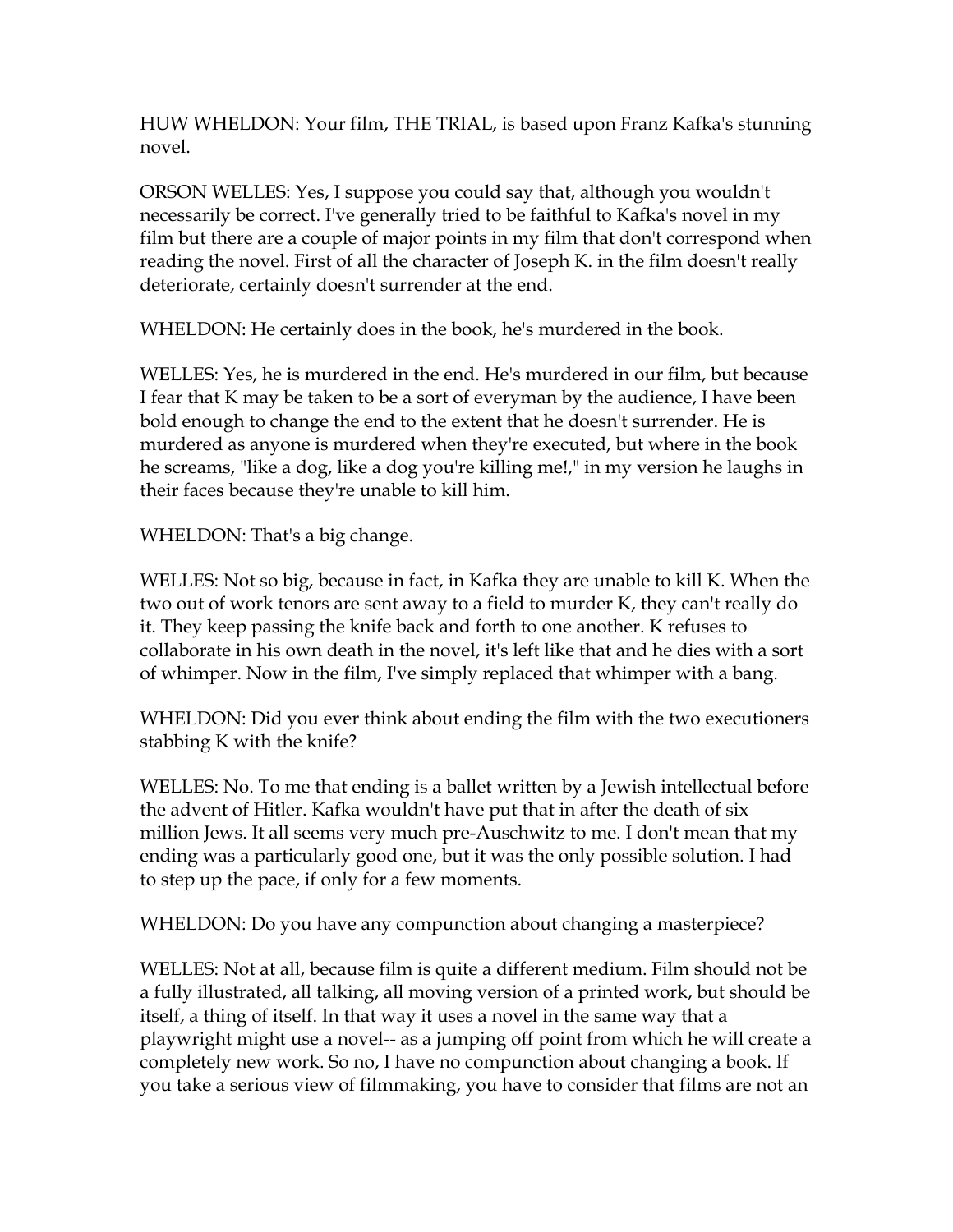HUW WHELDON: Your film, THE TRIAL, is based upon Franz Kafka's stunning novel.

ORSON WELLES: Yes, I suppose you could say that, although you wouldn't necessarily be correct. I've generally tried to be faithful to Kafka's novel in my film but there are a couple of major points in my film that don't correspond when reading the novel. First of all the character of Joseph K. in the film doesn't really deteriorate, certainly doesn't surrender at the end.

WHELDON: He certainly does in the book, he's murdered in the book.

WELLES: Yes, he is murdered in the end. He's murdered in our film, but because I fear that K may be taken to be a sort of everyman by the audience, I have been bold enough to change the end to the extent that he doesn't surrender. He is murdered as anyone is murdered when they're executed, but where in the book he screams, "like a dog, like a dog you're killing me!," in my version he laughs in their faces because they're unable to kill him.

WHELDON: That's a big change.

WELLES: Not so big, because in fact, in Kafka they are unable to kill K. When the two out of work tenors are sent away to a field to murder K, they can't really do it. They keep passing the knife back and forth to one another. K refuses to collaborate in his own death in the novel, it's left like that and he dies with a sort of whimper. Now in the film, I've simply replaced that whimper with a bang.

WHELDON: Did you ever think about ending the film with the two executioners stabbing K with the knife?

WELLES: No. To me that ending is a ballet written by a Jewish intellectual before the advent of Hitler. Kafka wouldn't have put that in after the death of six million Jews. It all seems very much pre-Auschwitz to me. I don't mean that my ending was a particularly good one, but it was the only possible solution. I had to step up the pace, if only for a few moments.

WHELDON: Do you have any compunction about changing a masterpiece?

WELLES: Not at all, because film is quite a different medium. Film should not be a fully illustrated, all talking, all moving version of a printed work, but should be itself, a thing of itself. In that way it uses a novel in the same way that a playwright might use a novel-- as a jumping off point from which he will create a completely new work. So no, I have no compunction about changing a book. If you take a serious view of filmmaking, you have to consider that films are not an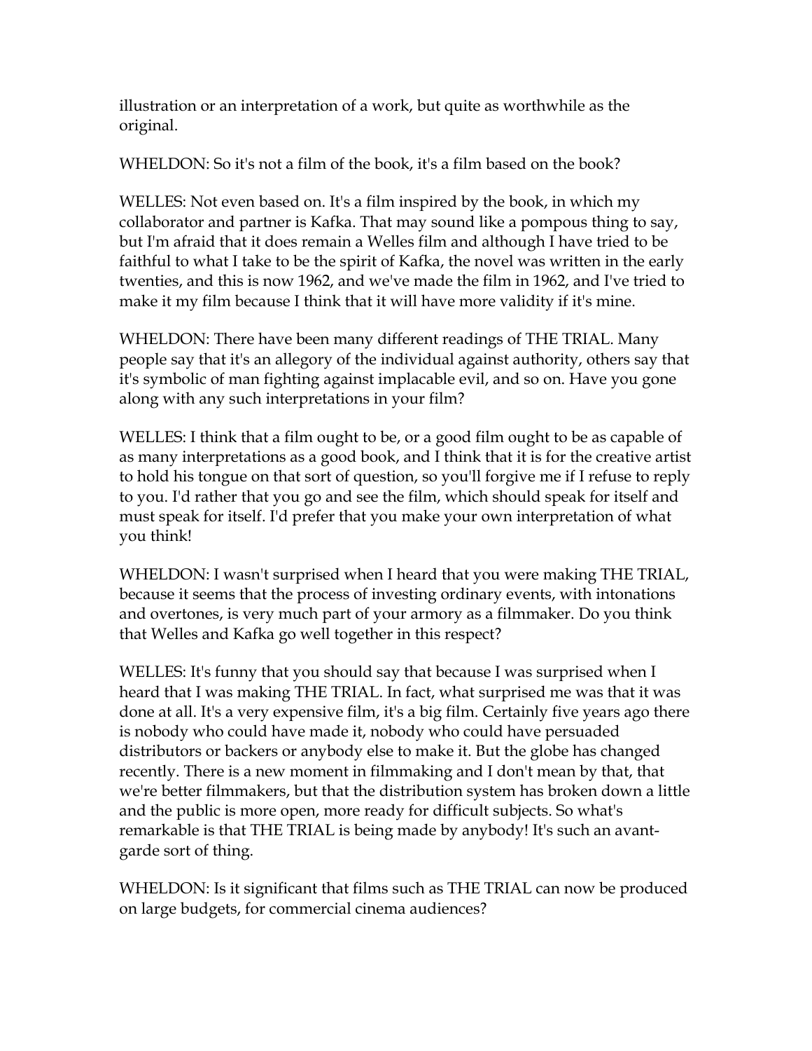illustration or an interpretation of a work, but quite as worthwhile as the original.

WHELDON: So it's not a film of the book, it's a film based on the book?

WELLES: Not even based on. It's a film inspired by the book, in which my collaborator and partner is Kafka. That may sound like a pompous thing to say, but I'm afraid that it does remain a Welles film and although I have tried to be faithful to what I take to be the spirit of Kafka, the novel was written in the early twenties, and this is now 1962, and we've made the film in 1962, and I've tried to make it my film because I think that it will have more validity if it's mine.

WHELDON: There have been many different readings of THE TRIAL. Many people say that it's an allegory of the individual against authority, others say that it's symbolic of man fighting against implacable evil, and so on. Have you gone along with any such interpretations in your film?

WELLES: I think that a film ought to be, or a good film ought to be as capable of as many interpretations as a good book, and I think that it is for the creative artist to hold his tongue on that sort of question, so you'll forgive me if I refuse to reply to you. I'd rather that you go and see the film, which should speak for itself and must speak for itself. I'd prefer that you make your own interpretation of what you think!

WHELDON: I wasn't surprised when I heard that you were making THE TRIAL, because it seems that the process of investing ordinary events, with intonations and overtones, is very much part of your armory as a filmmaker. Do you think that Welles and Kafka go well together in this respect?

WELLES: It's funny that you should say that because I was surprised when I heard that I was making THE TRIAL. In fact, what surprised me was that it was done at all. It's a very expensive film, it's a big film. Certainly five years ago there is nobody who could have made it, nobody who could have persuaded distributors or backers or anybody else to make it. But the globe has changed recently. There is a new moment in filmmaking and I don't mean by that, that we're better filmmakers, but that the distribution system has broken down a little and the public is more open, more ready for difficult subjects. So what's remarkable is that THE TRIAL is being made by anybody! It's such an avant-garde sort of thing.

WHELDON: Is it significant that films such as THE TRIAL can now be produced on large budgets, for commercial cinema audiences?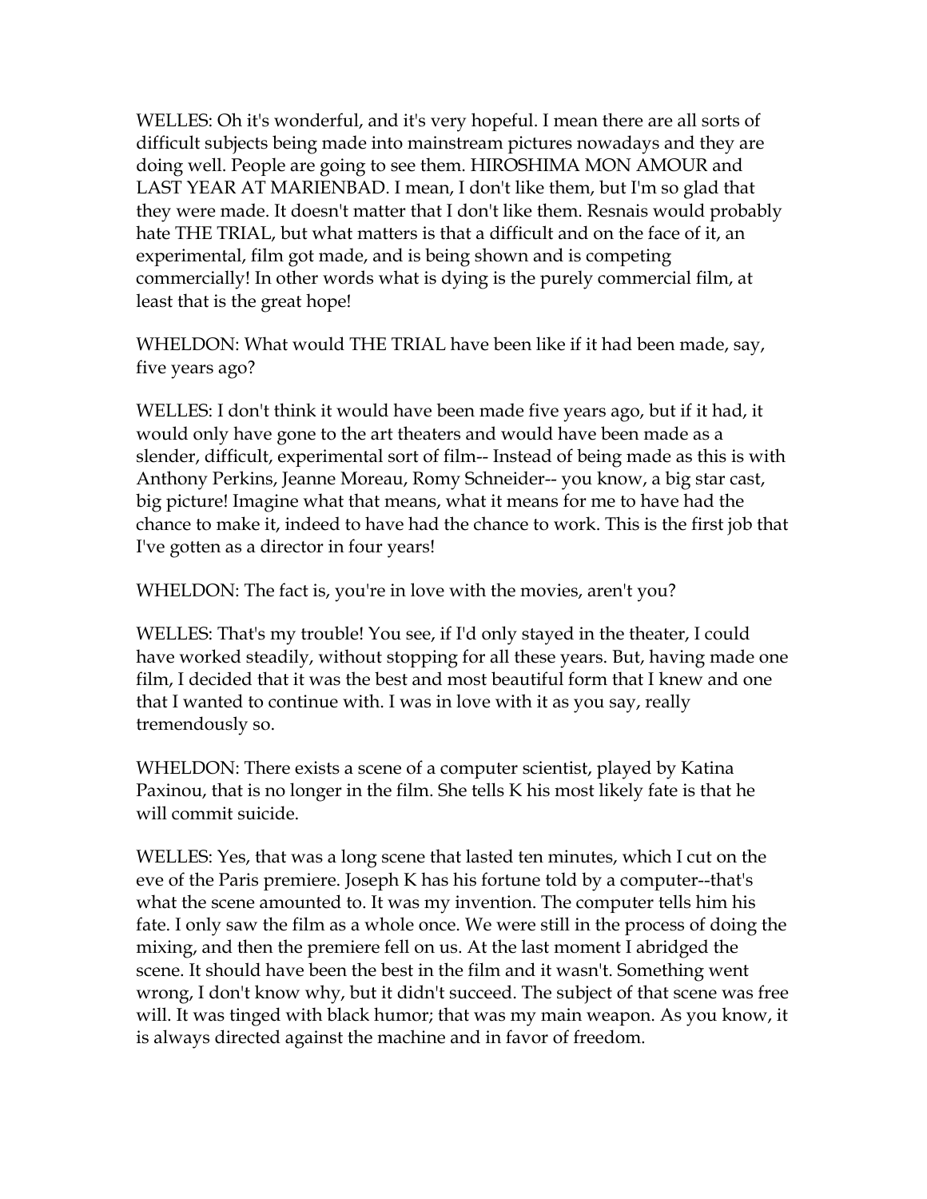WELLES: Oh it's wonderful, and it's very hopeful. I mean there are all sorts of difficult subjects being made into mainstream pictures nowadays and they are doing well. People are going to see them. HIROSHIMA MON AMOUR and LAST YEAR AT MARIENBAD. I mean, I don't like them, but I'm so glad that they were made. It doesn't matter that I don't like them. Resnais would probably hate THE TRIAL, but what matters is that a difficult and on the face of it, an experimental, film got made, and is being shown and is competing commercially! In other words what is dying is the purely commercial film, at least that is the great hope!

WHELDON: What would THE TRIAL have been like if it had been made, say, five years ago?

WELLES: I don't think it would have been made five years ago, but if it had, it would only have gone to the art theaters and would have been made as a slender, difficult, experimental sort of film-- Instead of being made as this is with Anthony Perkins, Jeanne Moreau, Romy Schneider-- you know, a big star cast, big picture! Imagine what that means, what it means for me to have had the chance to make it, indeed to have had the chance to work. This is the first job that I've gotten as a director in four years!

WHELDON: The fact is, you're in love with the movies, aren't you?

WELLES: That's my trouble! You see, if I'd only stayed in the theater, I could have worked steadily, without stopping for all these years. But, having made one film, I decided that it was the best and most beautiful form that I knew and one that I wanted to continue with. I was in love with it as you say, really tremendously so.

WHELDON: There exists a scene of a computer scientist, played by Katina Paxinou, that is no longer in the film. She tells K his most likely fate is that he will commit suicide.

WELLES: Yes, that was a long scene that lasted ten minutes, which I cut on the eve of the Paris premiere. Joseph K has his fortune told by a computer--that's what the scene amounted to. It was my invention. The computer tells him his fate. I only saw the film as a whole once. We were still in the process of doing the mixing, and then the premiere fell on us. At the last moment I abridged the scene. It should have been the best in the film and it wasn't. Something went wrong, I don't know why, but it didn't succeed. The subject of that scene was free will. It was tinged with black humor; that was my main weapon. As you know, it is always directed against the machine and in favor of freedom.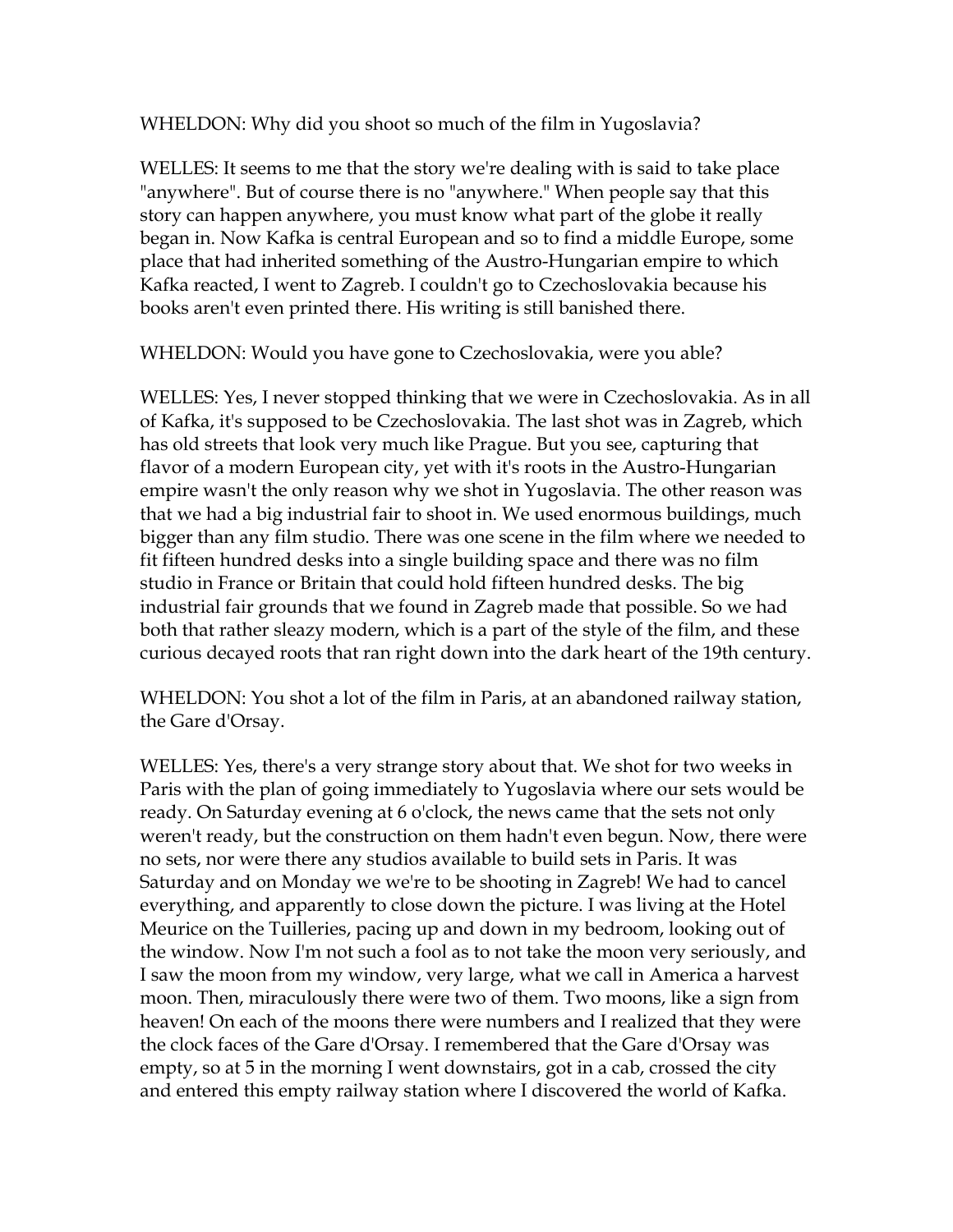WHELDON: Why did you shoot so much of the film in Yugoslavia?

WELLES: It seems to me that the story we're dealing with is said to take place "anywhere". But of course there is no "anywhere." When people say that this story can happen anywhere, you must know what part of the globe it really began in. Now Kafka is central European and so to find a middle Europe, some place that had inherited something of the Austro-Hungarian empire to which Kafka reacted, I went to Zagreb. I couldn't go to Czechoslovakia because his books aren't even printed there. His writing is still banished there.

WHELDON: Would you have gone to Czechoslovakia, were you able?

WELLES: Yes, I never stopped thinking that we were in Czechoslovakia. As in all of Kafka, it's supposed to be Czechoslovakia. The last shot was in Zagreb, which has old streets that look very much like Prague. But you see, capturing that flavor of a modern European city, yet with it's roots in the Austro-Hungarian empire wasn't the only reason why we shot in Yugoslavia. The other reason was that we had a big industrial fair to shoot in. We used enormous buildings, much bigger than any film studio. There was one scene in the film where we needed to fit fifteen hundred desks into a single building space and there was no film studio in France or Britain that could hold fifteen hundred desks. The big industrial fair grounds that we found in Zagreb made that possible. So we had both that rather sleazy modern, which is a part of the style of the film, and these curious decayed roots that ran right down into the dark heart of the 19th century.

WHELDON: You shot a lot of the film in Paris, at an abandoned railway station, the Gare d'Orsay.

WELLES: Yes, there's a very strange story about that. We shot for two weeks in Paris with the plan of going immediately to Yugoslavia where our sets would be ready. On Saturday evening at 6 o'clock, the news came that the sets not only weren't ready, but the construction on them hadn't even begun. Now, there were no sets, nor were there any studios available to build sets in Paris. It was Saturday and on Monday we we're to be shooting in Zagreb! We had to cancel everything, and apparently to close down the picture. I was living at the Hotel Meurice on the Tuilleries, pacing up and down in my bedroom, looking out of the window. Now I'm not such a fool as to not take the moon very seriously, and I saw the moon from my window, very large, what we call in America a harvest moon. Then, miraculously there were two of them. Two moons, like a sign from heaven! On each of the moons there were numbers and I realized that they were the clock faces of the Gare d'Orsay. I remembered that the Gare d'Orsay was empty, so at 5 in the morning I went downstairs, got in a cab, crossed the city and entered this empty railway station where I discovered the world of Kafka.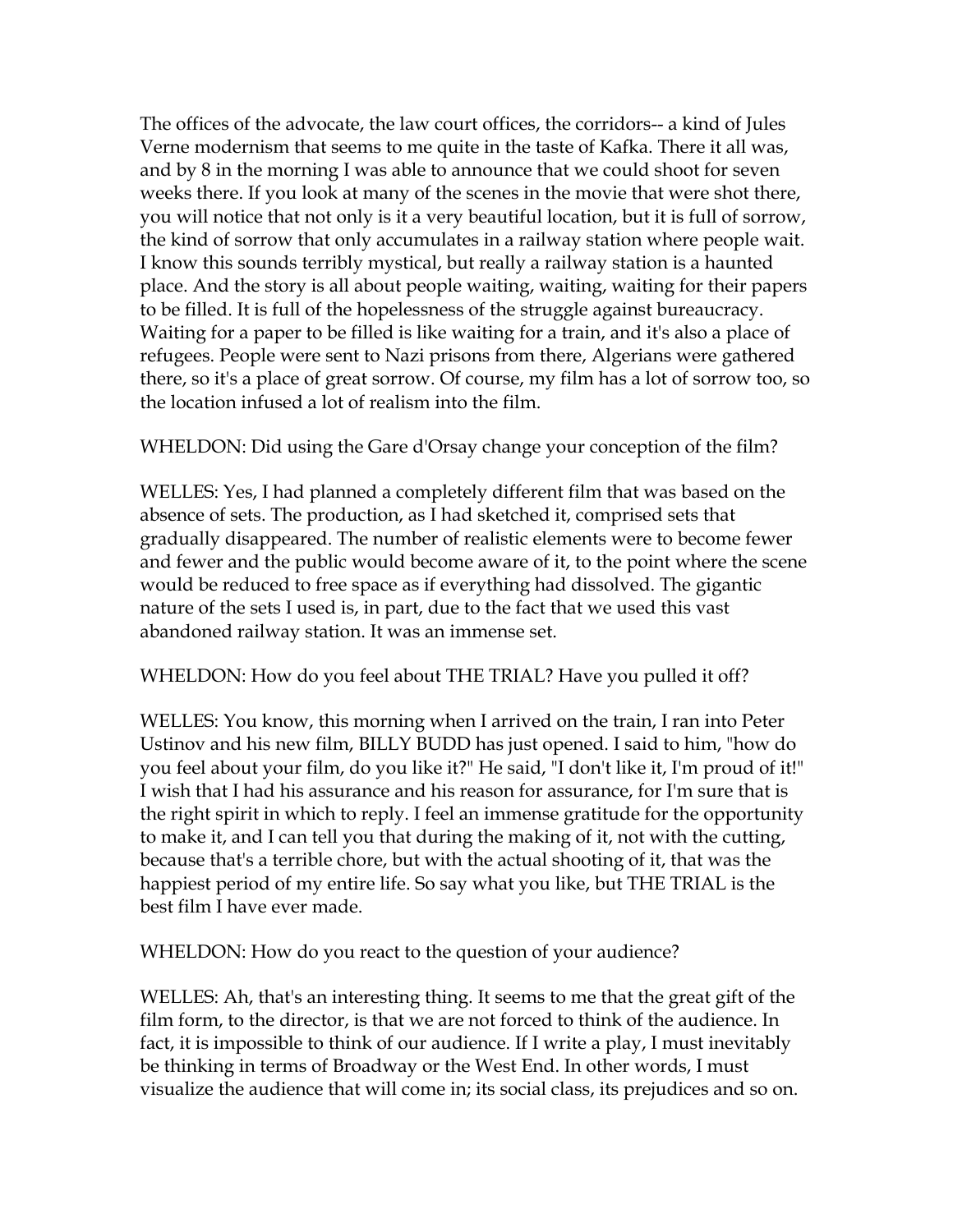The offices of the advocate, the law court offices, the corridors-- a kind of Jules Verne modernism that seems to me quite in the taste of Kafka. There it all was, and by 8 in the morning I was able to announce that we could shoot for seven weeks there. If you look at many of the scenes in the movie that were shot there, you will notice that not only is it a very beautiful location, but it is full of sorrow, the kind of sorrow that only accumulates in a railway station where people wait. I know this sounds terribly mystical, but really a railway station is a haunted place. And the story is all about people waiting, waiting, waiting for their papers to be filled. It is full of the hopelessness of the struggle against bureaucracy. Waiting for a paper to be filled is like waiting for a train, and it's also a place of refugees. People were sent to Nazi prisons from there, Algerians were gathered there, so it's a place of great sorrow. Of course, my film has a lot of sorrow too, so the location infused a lot of realism into the film.

WHELDON: Did using the Gare d'Orsay change your conception of the film?

WELLES: Yes, I had planned a completely different film that was based on the absence of sets. The production, as I had sketched it, comprised sets that gradually disappeared. The number of realistic elements were to become fewer and fewer and the public would become aware of it, to the point where the scene would be reduced to free space as if everything had dissolved. The gigantic nature of the sets I used is, in part, due to the fact that we used this vast abandoned railway station. It was an immense set.

WHELDON: How do you feel about THE TRIAL? Have you pulled it off?

WELLES: You know, this morning when I arrived on the train, I ran into Peter Ustinov and his new film, BILLY BUDD has just opened. I said to him, "how do you feel about your film, do you like it?" He said, "I don't like it, I'm proud of it!" I wish that I had his assurance and his reason for assurance, for I'm sure that is the right spirit in which to reply. I feel an immense gratitude for the opportunity to make it, and I can tell you that during the making of it, not with the cutting, because that's a terrible chore, but with the actual shooting of it, that was the happiest period of my entire life. So say what you like, but THE TRIAL is the best film I have ever made.

WHELDON: How do you react to the question of your audience?

WELLES: Ah, that's an interesting thing. It seems to me that the great gift of the film form, to the director, is that we are not forced to think of the audience. In fact, it is impossible to think of our audience. If I write a play, I must inevitably be thinking in terms of Broadway or the West End. In other words, I must visualize the audience that will come in; its social class, its prejudices and so on.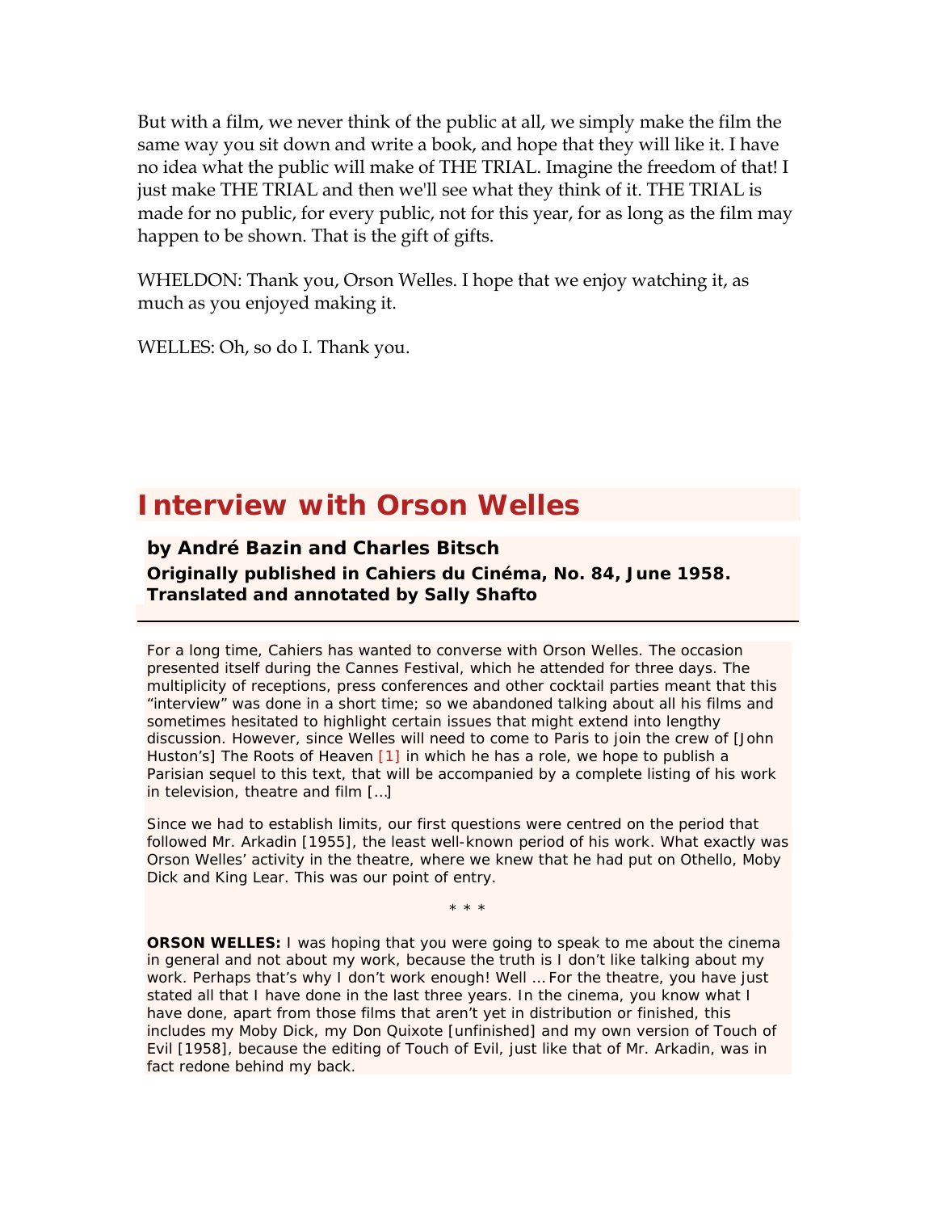But with a film, we never think of the public at all, we simply make the film the same way you sit down and write a book, and hope that they will like it. I have no idea what the public will make of THE TRIAL. Imagine the freedom of that! I just make THE TRIAL and then we'll see what they think of it. THE TRIAL is made for no public, for every public, not for this year, for as long as the film may happen to be shown. That is the gift of gifts.

WHELDON: Thank you, Orson Welles. I hope that we enjoy watching it, as much as you enjoyed making it.

WELLES: Oh, so do I. Thank you.

## Interview with Orson Welles

**by André Bazin and Charles Bitsch**
**Originally published in Cahiers du Cinéma, No. 84, June 1958. Translated and annotated by Sally Shafto**

For a long time, Cahiers has wanted to converse with Orson Welles. The occasion presented itself during the Cannes Festival, which he attended for three days. The multiplicity of receptions, press conferences and other cocktail parties meant that this "interview" was done in a short time; so we abandoned talking about all his films and sometimes hesitated to highlight certain issues that might extend into lengthy discussion. However, since Welles will need to come to Paris to join the crew of [John Huston's] The Roots of Heaven [1] in which he has a role, we hope to publish a Parisian sequel to this text, that will be accompanied by a complete listing of his work in television, theatre and film […]

Since we had to establish limits, our first questions were centred on the period that followed Mr. Arkadin [1955], the least well-known period of his work. What exactly was Orson Welles' activity in the theatre, where we knew that he had put on Othello, Moby Dick and King Lear. This was our point of entry.

\* \* \*

**ORSON WELLES:** I was hoping that you were going to speak to me about the cinema in general and not about my work, because the truth is I don't like talking about my work. Perhaps that's why I don't work enough! Well … For the theatre, you have just stated all that I have done in the last three years. In the cinema, you know what I have done, apart from those films that aren't yet in distribution or finished, this includes my Moby Dick, my Don Quixote [unfinished] and my own version of Touch of Evil [1958], because the editing of Touch of Evil, just like that of Mr. Arkadin, was in fact redone behind my back.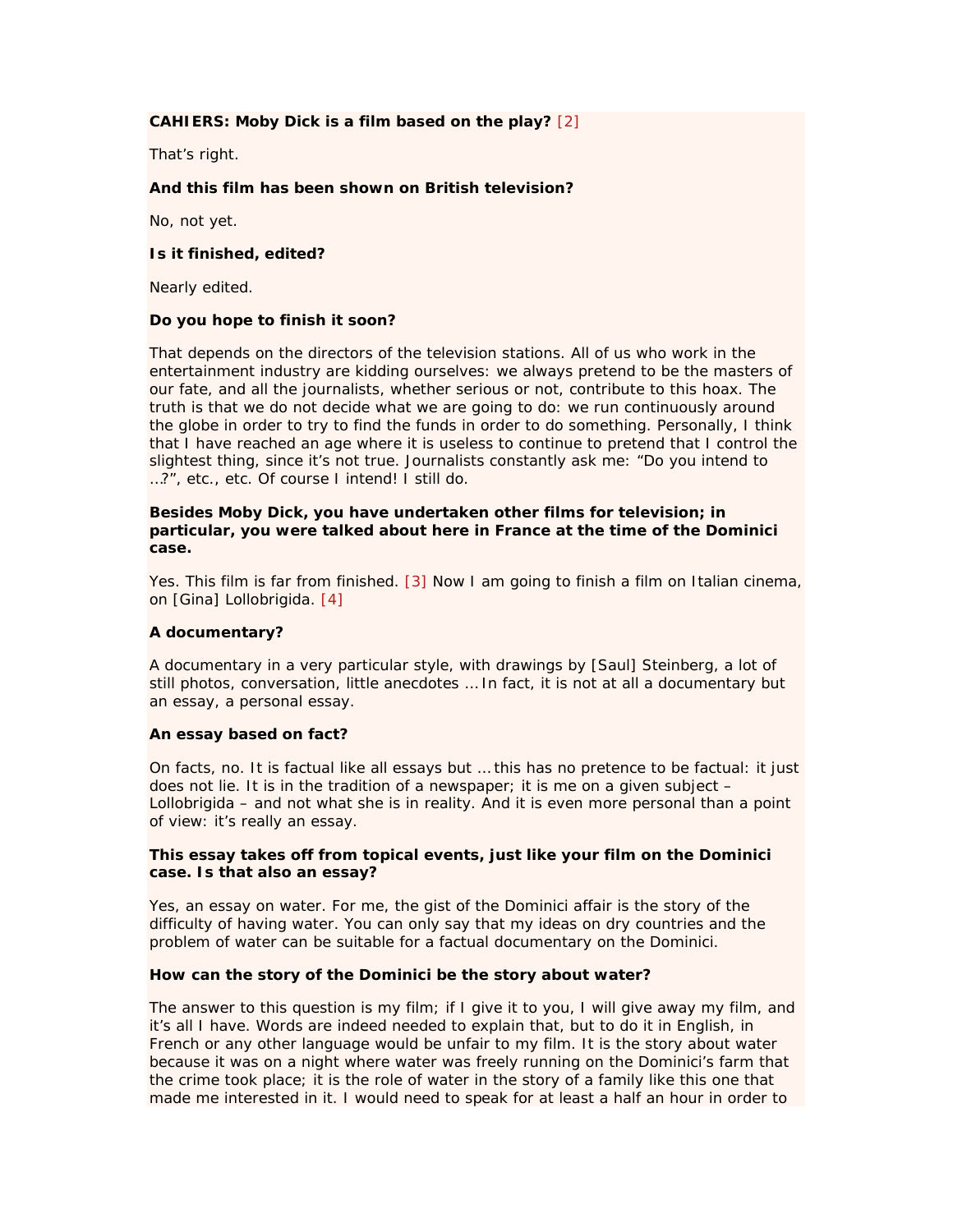**CAHIERS: Moby Dick is a film based on the play?** [2]

That's right.

**And this film has been shown on British television?**

No, not yet.

**Is it finished, edited?**

Nearly edited.

**Do you hope to finish it soon?**

That depends on the directors of the television stations. All of us who work in the entertainment industry are kidding ourselves: we always pretend to be the masters of our fate, and all the journalists, whether serious or not, contribute to this hoax. The truth is that we do not decide what we are going to do: we run continuously around the globe in order to try to find the funds in order to do something. Personally, I think that I have reached an age where it is useless to continue to pretend that I control the slightest thing, since it's not true. Journalists constantly ask me: "Do you intend to …?", etc., etc. Of course I intend! I still do.

**Besides Moby Dick, you have undertaken other films for television; in particular, you were talked about here in France at the time of the Dominici case.**

Yes. This film is far from finished. [3] Now I am going to finish a film on Italian cinema, on [Gina] Lollobrigida. [4]

**A documentary?**

A documentary in a very particular style, with drawings by [Saul] Steinberg, a lot of still photos, conversation, little anecdotes … In fact, it is not at all a documentary but an essay, a personal essay.

**An essay based on fact?**

On facts, no. It is factual like all essays but … this has no pretence to be factual: it just does not lie. It is in the tradition of a newspaper; it is me on a given subject – Lollobrigida – and not what she is in reality. And it is even more personal than a point of view: it's really an essay.

**This essay takes off from topical events, just like your film on the Dominici case. Is that also an essay?**

Yes, an essay on water. For me, the gist of the Dominici affair is the story of the difficulty of having water. You can only say that my ideas on dry countries and the problem of water can be suitable for a factual documentary on the Dominici.

**How can the story of the Dominici be the story about water?**

The answer to this question is my film; if I give it to you, I will give away my film, and it's all I have. Words are indeed needed to explain that, but to do it in English, in French or any other language would be unfair to my film. It is the story about water because it was on a night where water was freely running on the Dominici's farm that the crime took place; it is the role of water in the story of a family like this one that made me interested in it. I would need to speak for at least a half an hour in order to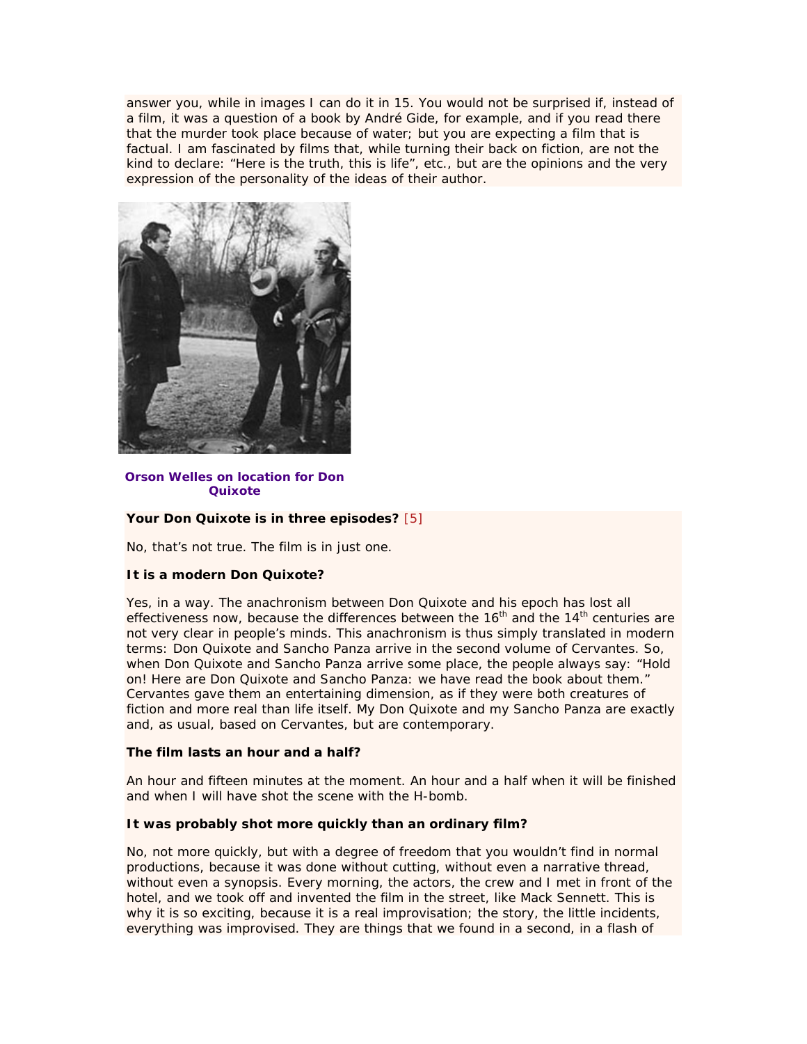answer you, while in images I can do it in 15. You would not be surprised if, instead of a film, it was a question of a book by André Gide, for example, and if you read there that the murder took place because of water; but you are expecting a film that is factual. I am fascinated by films that, while turning their back on fiction, are not the kind to declare: "Here is the truth, this is life", etc., but are the opinions and the very expression of the personality of the ideas of their author.

**Orson Welles on location for Don Quixote**

**Your Don Quixote is in three episodes?** [5]

No, that's not true. The film is in just one.

**It is a modern Don Quixote?**

Yes, in a way. The anachronism between Don Quixote and his epoch has lost all effectiveness now, because the differences between the 16th and the 14th centuries are not very clear in people's minds. This anachronism is thus simply translated in modern terms: Don Quixote and Sancho Panza arrive in the second volume of Cervantes. So, when Don Quixote and Sancho Panza arrive some place, the people always say: "Hold on! Here are Don Quixote and Sancho Panza: we have read the book about them." Cervantes gave them an entertaining dimension, as if they were both creatures of fiction and more real than life itself. My Don Quixote and my Sancho Panza are exactly and, as usual, based on Cervantes, but are contemporary.

**The film lasts an hour and a half?**

An hour and fifteen minutes at the moment. An hour and a half when it will be finished and when I will have shot the scene with the H-bomb.

**It was probably shot more quickly than an ordinary film?**

No, not more quickly, but with a degree of freedom that you wouldn't find in normal productions, because it was done without cutting, without even a narrative thread, without even a synopsis. Every morning, the actors, the crew and I met in front of the hotel, and we took off and invented the film in the street, like Mack Sennett. This is why it is so exciting, because it is a real improvisation; the story, the little incidents, everything was improvised. They are things that we found in a second, in a flash of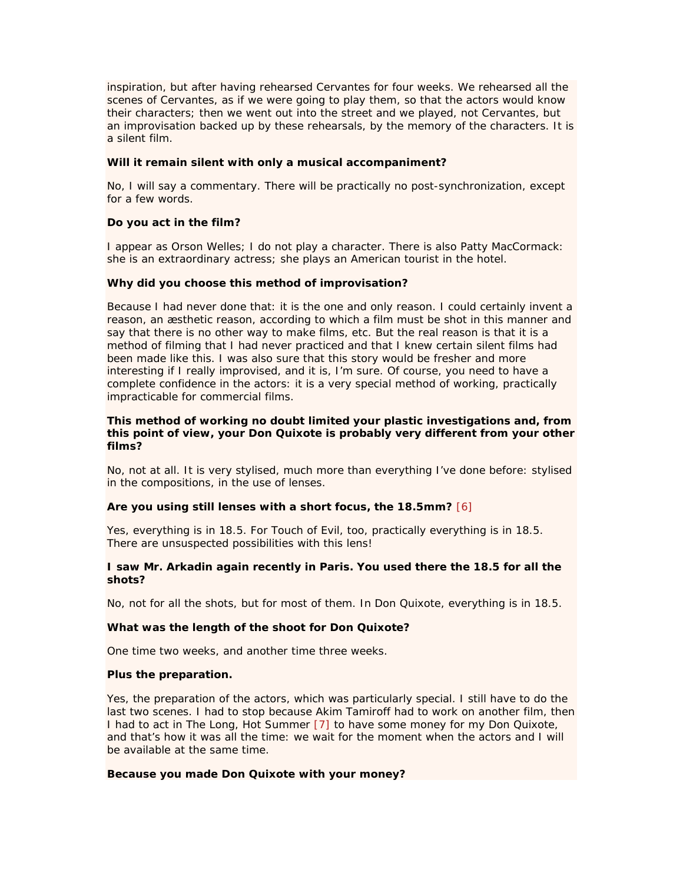inspiration, but after having rehearsed Cervantes for four weeks. We rehearsed all the scenes of Cervantes, as if we were going to play them, so that the actors would know their characters; then we went out into the street and we played, not Cervantes, but an improvisation backed up by these rehearsals, by the memory of the characters. It is a silent film.

**Will it remain silent with only a musical accompaniment?**

No, I will say a commentary. There will be practically no post-synchronization, except for a few words.

**Do you act in the film?**

I appear as Orson Welles; I do not play a character. There is also Patty MacCormack: she is an extraordinary actress; she plays an American tourist in the hotel.

**Why did you choose this method of improvisation?**

Because I had never done that: it is the one and only reason. I could certainly invent a reason, an æsthetic reason, according to which a film must be shot in this manner and say that there is no other way to make films, etc. But the real reason is that it is a method of filming that I had never practiced and that I knew certain silent films had been made like this. I was also sure that this story would be fresher and more interesting if I really improvised, and it is, I'm sure. Of course, you need to have a complete confidence in the actors: it is a very special method of working, practically impracticable for commercial films.

**This method of working no doubt limited your plastic investigations and, from this point of view, your Don Quixote is probably very different from your other films?**

No, not at all. It is very stylised, much more than everything I've done before: stylised in the compositions, in the use of lenses.

**Are you using still lenses with a short focus, the 18.5mm? [6]**

Yes, everything is in 18.5. For Touch of Evil, too, practically everything is in 18.5. There are unsuspected possibilities with this lens!

**I saw Mr. Arkadin again recently in Paris. You used there the 18.5 for all the shots?**

No, not for all the shots, but for most of them. In Don Quixote, everything is in 18.5.

**What was the length of the shoot for Don Quixote?**

One time two weeks, and another time three weeks.

**Plus the preparation.**

Yes, the preparation of the actors, which was particularly special. I still have to do the last two scenes. I had to stop because Akim Tamiroff had to work on another film, then I had to act in The Long, Hot Summer [7] to have some money for my Don Quixote, and that's how it was all the time: we wait for the moment when the actors and I will be available at the same time.

**Because you made Don Quixote with your money?**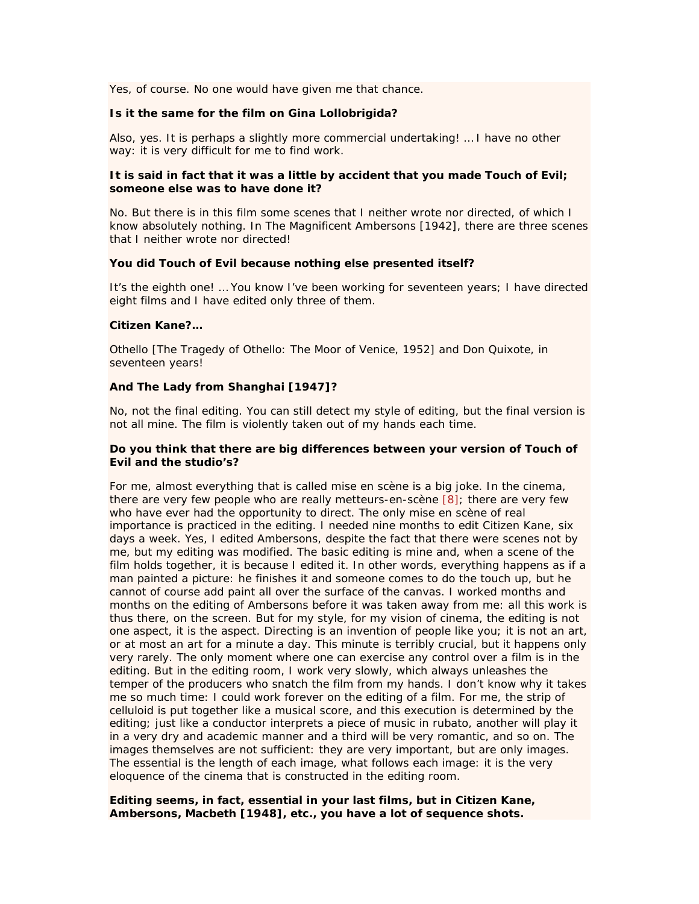Yes, of course. No one would have given me that chance.

**Is it the same for the film on Gina Lollobrigida?**

Also, yes. It is perhaps a slightly more commercial undertaking! … I have no other way: it is very difficult for me to find work.

**It is said in fact that it was a little by accident that you made Touch of Evil; someone else was to have done it?**

No. But there is in this film some scenes that I neither wrote nor directed, of which I know absolutely nothing. In The Magnificent Ambersons [1942], there are three scenes that I neither wrote nor directed!

**You did Touch of Evil because nothing else presented itself?**

It's the eighth one! … You know I've been working for seventeen years; I have directed eight films and I have edited only three of them.

**Citizen Kane?…**

Othello [The Tragedy of Othello: The Moor of Venice, 1952] and Don Quixote, in seventeen years!

**And The Lady from Shanghai [1947]?**

No, not the final editing. You can still detect my style of editing, but the final version is not all mine. The film is violently taken out of my hands each time.

**Do you think that there are big differences between your version of Touch of Evil and the studio's?**

For me, almost everything that is called mise en scène is a big joke. In the cinema, there are very few people who are really metteurs-en-scène [8]; there are very few who have ever had the opportunity to direct. The only mise en scène of real importance is practiced in the editing. I needed nine months to edit Citizen Kane, six days a week. Yes, I edited Ambersons, despite the fact that there were scenes not by me, but my editing was modified. The basic editing is mine and, when a scene of the film holds together, it is because I edited it. In other words, everything happens as if a man painted a picture: he finishes it and someone comes to do the touch up, but he cannot of course add paint all over the surface of the canvas. I worked months and months on the editing of Ambersons before it was taken away from me: all this work is thus there, on the screen. But for my style, for my vision of cinema, the editing is not one aspect, it is the aspect. Directing is an invention of people like you; it is not an art, or at most an art for a minute a day. This minute is terribly crucial, but it happens only very rarely. The only moment where one can exercise any control over a film is in the editing. But in the editing room, I work very slowly, which always unleashes the temper of the producers who snatch the film from my hands. I don't know why it takes me so much time: I could work forever on the editing of a film. For me, the strip of celluloid is put together like a musical score, and this execution is determined by the editing; just like a conductor interprets a piece of music in rubato, another will play it in a very dry and academic manner and a third will be very romantic, and so on. The images themselves are not sufficient: they are very important, but are only images. The essential is the length of each image, what follows each image: it is the very eloquence of the cinema that is constructed in the editing room.

**Editing seems, in fact, essential in your last films, but in Citizen Kane, Ambersons, Macbeth [1948], etc., you have a lot of sequence shots.**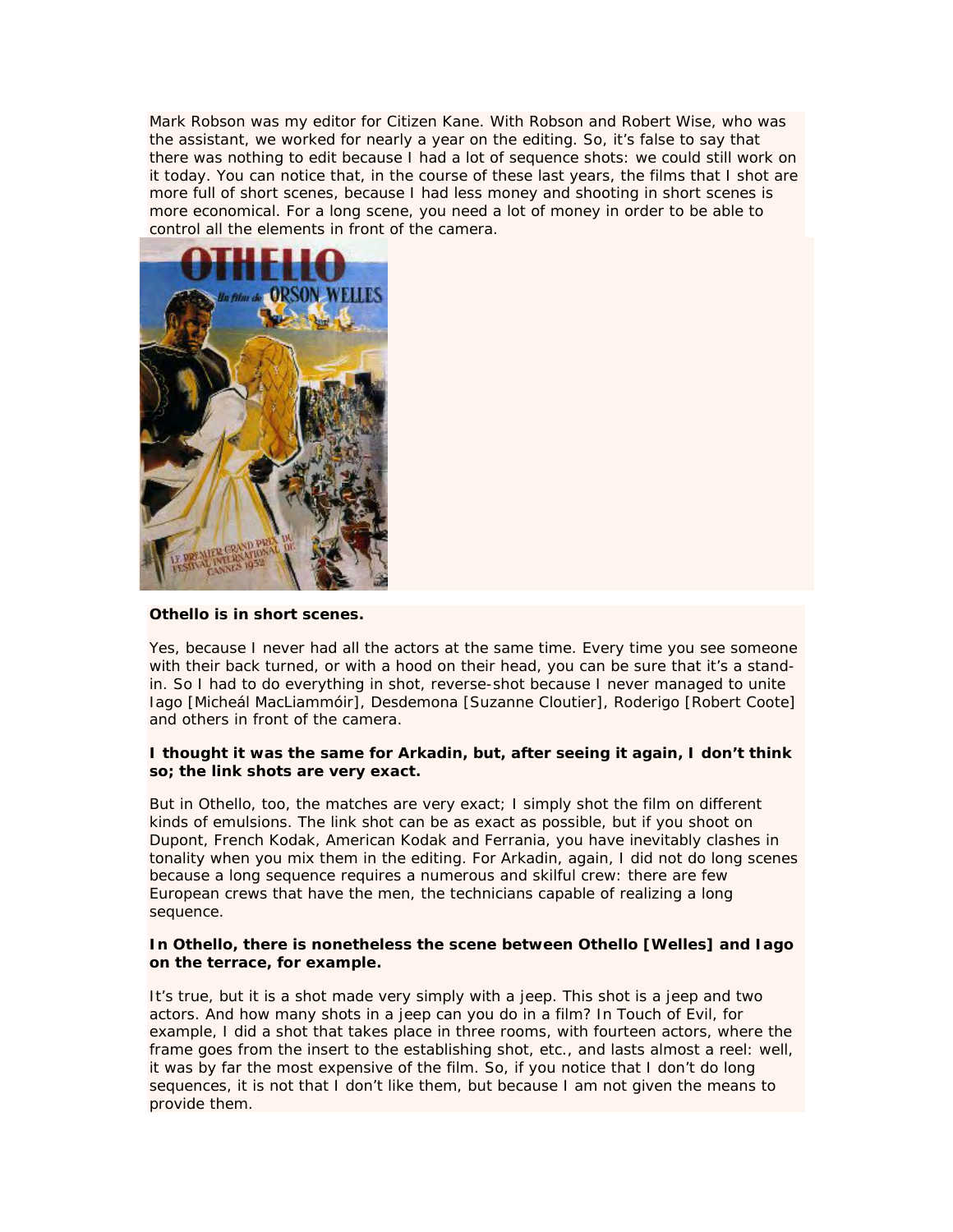Mark Robson was my editor for Citizen Kane. With Robson and Robert Wise, who was the assistant, we worked for nearly a year on the editing. So, it's false to say that there was nothing to edit because I had a lot of sequence shots: we could still work on it today. You can notice that, in the course of these last years, the films that I shot are more full of short scenes, because I had less money and shooting in short scenes is more economical. For a long scene, you need a lot of money in order to be able to control all the elements in front of the camera.

**Othello is in short scenes.**

Yes, because I never had all the actors at the same time. Every time you see someone with their back turned, or with a hood on their head, you can be sure that it's a stand-in. So I had to do everything in shot, reverse-shot because I never managed to unite Iago [Micheál MacLiammóir], Desdemona [Suzanne Cloutier], Roderigo [Robert Coote] and others in front of the camera.

**I thought it was the same for Arkadin, but, after seeing it again, I don't think so; the link shots are very exact.**

But in Othello, too, the matches are very exact; I simply shot the film on different kinds of emulsions. The link shot can be as exact as possible, but if you shoot on Dupont, French Kodak, American Kodak and Ferrania, you have inevitably clashes in tonality when you mix them in the editing. For Arkadin, again, I did not do long scenes because a long sequence requires a numerous and skilful crew: there are few European crews that have the men, the technicians capable of realizing a long sequence.

**In Othello, there is nonetheless the scene between Othello [Welles] and Iago on the terrace, for example.**

It's true, but it is a shot made very simply with a jeep. This shot is a jeep and two actors. And how many shots in a jeep can you do in a film? In Touch of Evil, for example, I did a shot that takes place in three rooms, with fourteen actors, where the frame goes from the insert to the establishing shot, etc., and lasts almost a reel: well, it was by far the most expensive of the film. So, if you notice that I don't do long sequences, it is not that I don't like them, but because I am not given the means to provide them.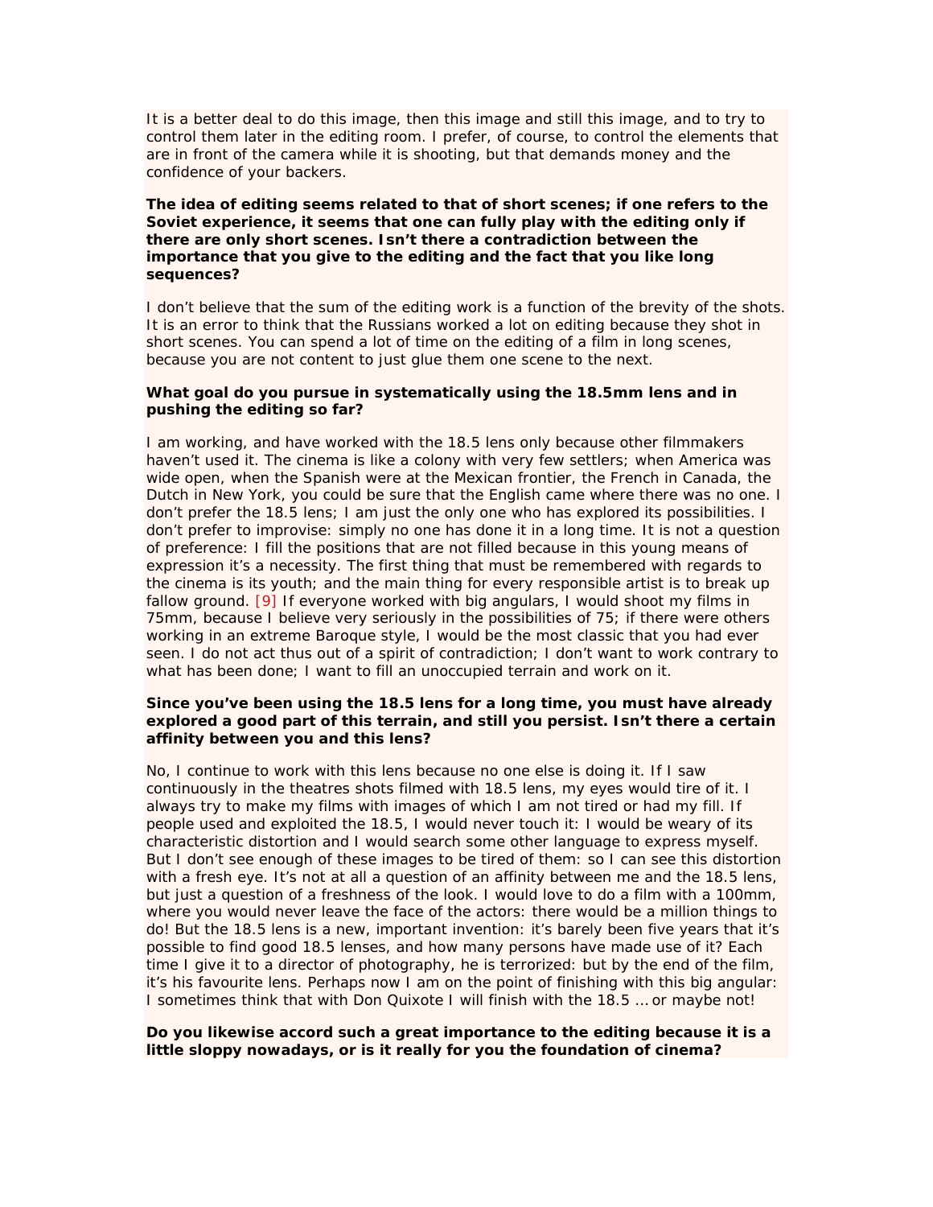It is a better deal to do this image, then this image and still this image, and to try to control them later in the editing room. I prefer, of course, to control the elements that are in front of the camera while it is shooting, but that demands money and the confidence of your backers.

**The idea of editing seems related to that of short scenes; if one refers to the Soviet experience, it seems that one can fully play with the editing only if there are only short scenes. Isn't there a contradiction between the importance that you give to the editing and the fact that you like long sequences?**

I don't believe that the sum of the editing work is a function of the brevity of the shots. It is an error to think that the Russians worked a lot on editing because they shot in short scenes. You can spend a lot of time on the editing of a film in long scenes, because you are not content to just glue them one scene to the next.

**What goal do you pursue in systematically using the 18.5mm lens and in pushing the editing so far?**

I am working, and have worked with the 18.5 lens only because other filmmakers haven't used it. The cinema is like a colony with very few settlers; when America was wide open, when the Spanish were at the Mexican frontier, the French in Canada, the Dutch in New York, you could be sure that the English came where there was no one. I don't prefer the 18.5 lens; I am just the only one who has explored its possibilities. I don't prefer to improvise: simply no one has done it in a long time. It is not a question of preference: I fill the positions that are not filled because in this young means of expression it's a necessity. The first thing that must be remembered with regards to the cinema is its youth; and the main thing for every responsible artist is to break up fallow ground. [9] If everyone worked with big angulars, I would shoot my films in 75mm, because I believe very seriously in the possibilities of 75; if there were others working in an extreme Baroque style, I would be the most classic that you had ever seen. I do not act thus out of a spirit of contradiction; I don't want to work contrary to what has been done; I want to fill an unoccupied terrain and work on it.

**Since you've been using the 18.5 lens for a long time, you must have already explored a good part of this terrain, and still you persist. Isn't there a certain affinity between you and this lens?**

No, I continue to work with this lens because no one else is doing it. If I saw continuously in the theatres shots filmed with 18.5 lens, my eyes would tire of it. I always try to make my films with images of which I am not tired or had my fill. If people used and exploited the 18.5, I would never touch it: I would be weary of its characteristic distortion and I would search some other language to express myself. But I don't see enough of these images to be tired of them: so I can see this distortion with a fresh eye. It's not at all a question of an affinity between me and the 18.5 lens, but just a question of a freshness of the look. I would love to do a film with a 100mm, where you would never leave the face of the actors: there would be a million things to do! But the 18.5 lens is a new, important invention: it's barely been five years that it's possible to find good 18.5 lenses, and how many persons have made use of it? Each time I give it to a director of photography, he is terrorized: but by the end of the film, it's his favourite lens. Perhaps now I am on the point of finishing with this big angular: I sometimes think that with Don Quixote I will finish with the 18.5 … or maybe not!

**Do you likewise accord such a great importance to the editing because it is a little sloppy nowadays, or is it really for you the foundation of cinema?**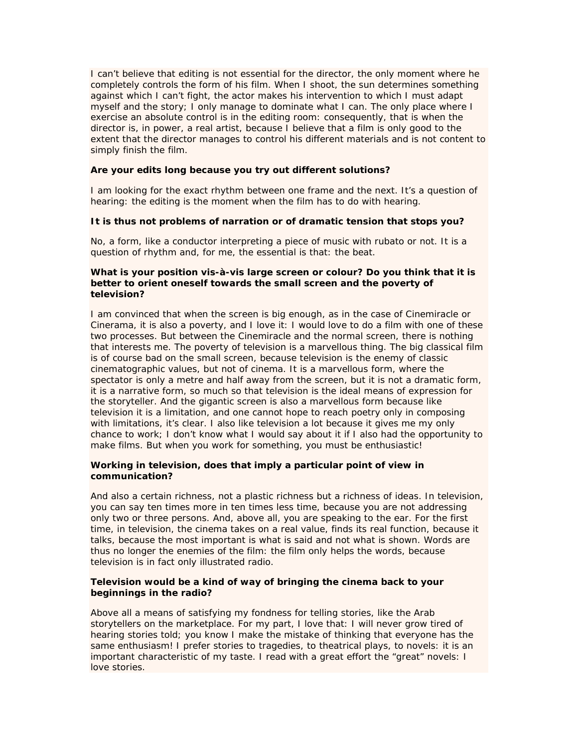I can't believe that editing is not essential for the director, the only moment where he completely controls the form of his film. When I shoot, the sun determines something against which I can't fight, the actor makes his intervention to which I must adapt myself and the story; I only manage to dominate what I can. The only place where I exercise an absolute control is in the editing room: consequently, that is when the director is, in power, a real artist, because I believe that a film is only good to the extent that the director manages to control his different materials and is not content to simply finish the film.

**Are your edits long because you try out different solutions?**

I am looking for the exact rhythm between one frame and the next. It's a question of hearing: the editing is the moment when the film has to do with hearing.

**It is thus not problems of narration or of dramatic tension that stops you?**

No, a form, like a conductor interpreting a piece of music with rubato or not. It is a question of rhythm and, for me, the essential is that: the beat.

**What is your position vis-à-vis large screen or colour? Do you think that it is better to orient oneself towards the small screen and the poverty of television?**

I am convinced that when the screen is big enough, as in the case of Cinemiracle or Cinerama, it is also a poverty, and I love it: I would love to do a film with one of these two processes. But between the Cinemiracle and the normal screen, there is nothing that interests me. The poverty of television is a marvellous thing. The big classical film is of course bad on the small screen, because television is the enemy of classic cinematographic values, but not of cinema. It is a marvellous form, where the spectator is only a metre and half away from the screen, but it is not a dramatic form, it is a narrative form, so much so that television is the ideal means of expression for the storyteller. And the gigantic screen is also a marvellous form because like television it is a limitation, and one cannot hope to reach poetry only in composing with limitations, it's clear. I also like television a lot because it gives me my only chance to work; I don't know what I would say about it if I also had the opportunity to make films. But when you work for something, you must be enthusiastic!

**Working in television, does that imply a particular point of view in communication?**

And also a certain richness, not a plastic richness but a richness of ideas. In television, you can say ten times more in ten times less time, because you are not addressing only two or three persons. And, above all, you are speaking to the ear. For the first time, in television, the cinema takes on a real value, finds its real function, because it talks, because the most important is what is said and not what is shown. Words are thus no longer the enemies of the film: the film only helps the words, because television is in fact only illustrated radio.

**Television would be a kind of way of bringing the cinema back to your beginnings in the radio?**

Above all a means of satisfying my fondness for telling stories, like the Arab storytellers on the marketplace. For my part, I love that: I will never grow tired of hearing stories told; you know I make the mistake of thinking that everyone has the same enthusiasm! I prefer stories to tragedies, to theatrical plays, to novels: it is an important characteristic of my taste. I read with a great effort the "great" novels: I love stories.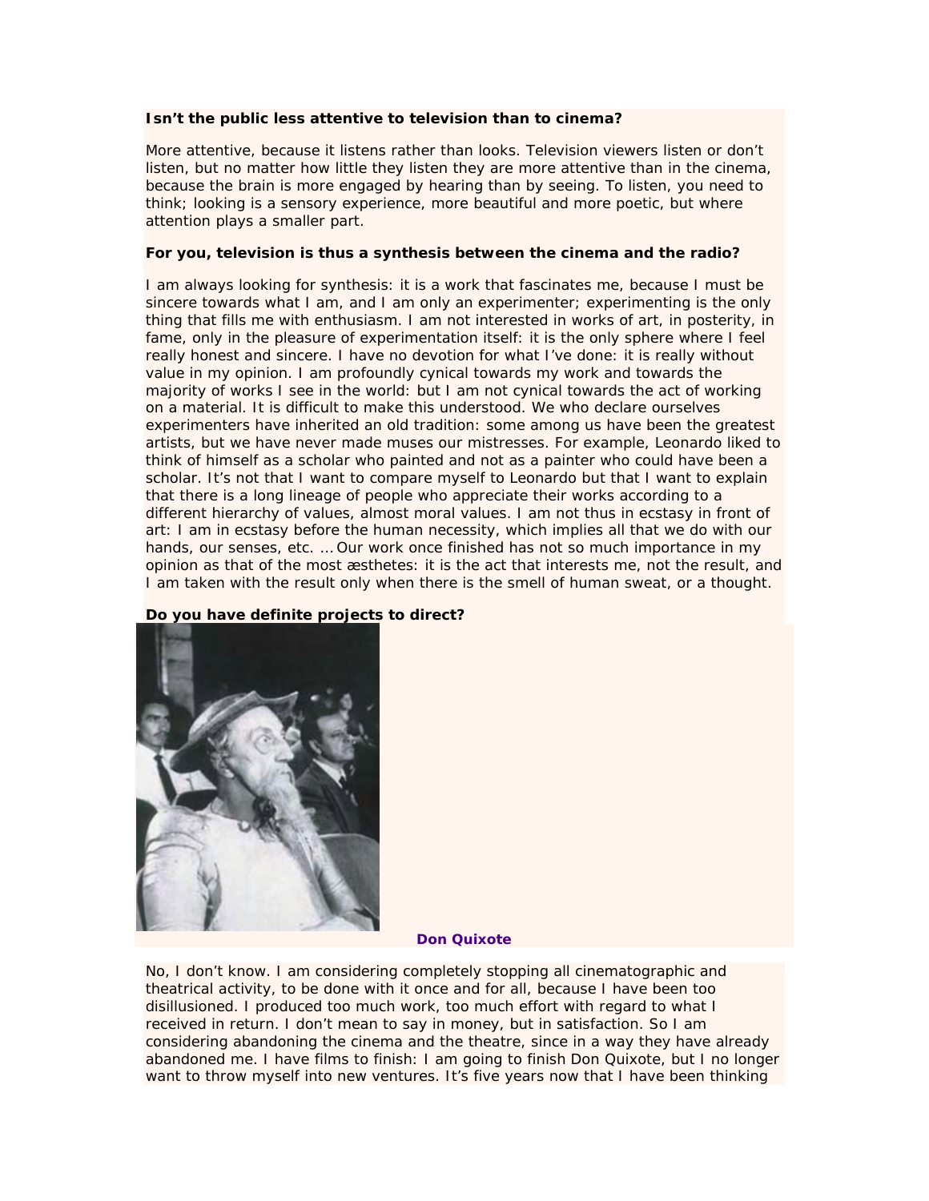**Isn't the public less attentive to television than to cinema?**

More attentive, because it listens rather than looks. Television viewers listen or don't listen, but no matter how little they listen they are more attentive than in the cinema, because the brain is more engaged by hearing than by seeing. To listen, you need to think; looking is a sensory experience, more beautiful and more poetic, but where attention plays a smaller part.

**For you, television is thus a synthesis between the cinema and the radio?**

I am always looking for synthesis: it is a work that fascinates me, because I must be sincere towards what I am, and I am only an experimenter; experimenting is the only thing that fills me with enthusiasm. I am not interested in works of art, in posterity, in fame, only in the pleasure of experimentation itself: it is the only sphere where I feel really honest and sincere. I have no devotion for what I've done: it is really without value in my opinion. I am profoundly cynical towards my work and towards the majority of works I see in the world: but I am not cynical towards the act of working on a material. It is difficult to make this understood. We who declare ourselves experimenters have inherited an old tradition: some among us have been the greatest artists, but we have never made muses our mistresses. For example, Leonardo liked to think of himself as a scholar who painted and not as a painter who could have been a scholar. It's not that I want to compare myself to Leonardo but that I want to explain that there is a long lineage of people who appreciate their works according to a different hierarchy of values, almost moral values. I am not thus in ecstasy in front of art: I am in ecstasy before the human necessity, which implies all that we do with our hands, our senses, etc. … Our work once finished has not so much importance in my opinion as that of the most æsthetes: it is the act that interests me, not the result, and I am taken with the result only when there is the smell of human sweat, or a thought.

**Do you have definite projects to direct?**

**Don Quixote**

No, I don't know. I am considering completely stopping all cinematographic and theatrical activity, to be done with it once and for all, because I have been too disillusioned. I produced too much work, too much effort with regard to what I received in return. I don't mean to say in money, but in satisfaction. So I am considering abandoning the cinema and the theatre, since in a way they have already abandoned me. I have films to finish: I am going to finish Don Quixote, but I no longer want to throw myself into new ventures. It's five years now that I have been thinking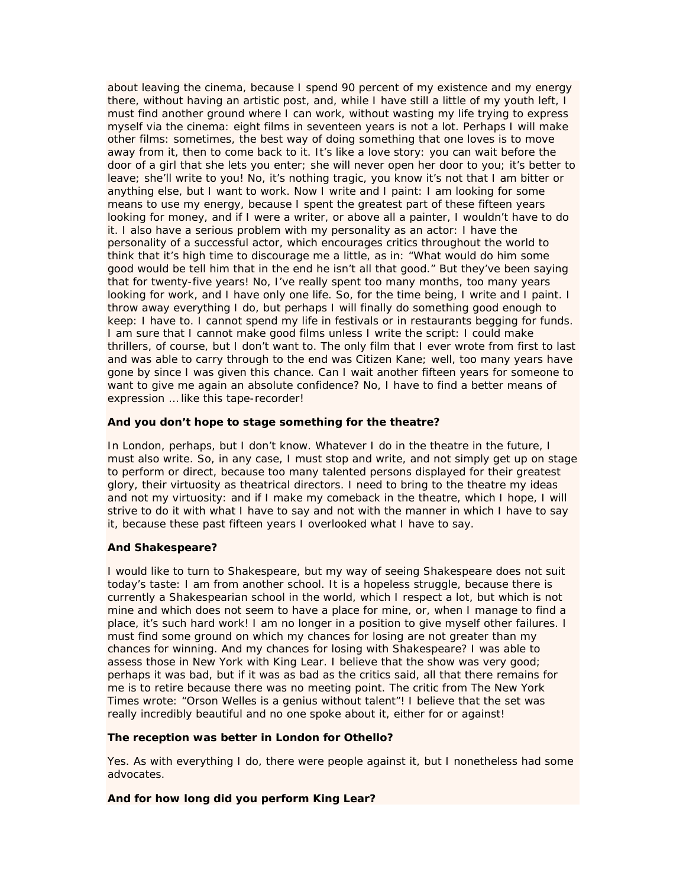about leaving the cinema, because I spend 90 percent of my existence and my energy there, without having an artistic post, and, while I have still a little of my youth left, I must find another ground where I can work, without wasting my life trying to express myself via the cinema: eight films in seventeen years is not a lot. Perhaps I will make other films: sometimes, the best way of doing something that one loves is to move away from it, then to come back to it. It's like a love story: you can wait before the door of a girl that she lets you enter; she will never open her door to you; it's better to leave; she'll write to you! No, it's nothing tragic, you know it's not that I am bitter or anything else, but I want to work. Now I write and I paint: I am looking for some means to use my energy, because I spent the greatest part of these fifteen years looking for money, and if I were a writer, or above all a painter, I wouldn't have to do it. I also have a serious problem with my personality as an actor: I have the personality of a successful actor, which encourages critics throughout the world to think that it's high time to discourage me a little, as in: "What would do him some good would be tell him that in the end he isn't all that good." But they've been saying that for twenty-five years! No, I've really spent too many months, too many years looking for work, and I have only one life. So, for the time being, I write and I paint. I throw away everything I do, but perhaps I will finally do something good enough to keep: I have to. I cannot spend my life in festivals or in restaurants begging for funds. I am sure that I cannot make good films unless I write the script: I could make thrillers, of course, but I don't want to. The only film that I ever wrote from first to last and was able to carry through to the end was Citizen Kane; well, too many years have gone by since I was given this chance. Can I wait another fifteen years for someone to want to give me again an absolute confidence? No, I have to find a better means of expression … like this tape-recorder!

**And you don't hope to stage something for the theatre?**

In London, perhaps, but I don't know. Whatever I do in the theatre in the future, I must also write. So, in any case, I must stop and write, and not simply get up on stage to perform or direct, because too many talented persons displayed for their greatest glory, their virtuosity as theatrical directors. I need to bring to the theatre my ideas and not my virtuosity: and if I make my comeback in the theatre, which I hope, I will strive to do it with what I have to say and not with the manner in which I have to say it, because these past fifteen years I overlooked what I have to say.

**And Shakespeare?**

I would like to turn to Shakespeare, but my way of seeing Shakespeare does not suit today's taste: I am from another school. It is a hopeless struggle, because there is currently a Shakespearian school in the world, which I respect a lot, but which is not mine and which does not seem to have a place for mine, or, when I manage to find a place, it's such hard work! I am no longer in a position to give myself other failures. I must find some ground on which my chances for losing are not greater than my chances for winning. And my chances for losing with Shakespeare? I was able to assess those in New York with King Lear. I believe that the show was very good; perhaps it was bad, but if it was as bad as the critics said, all that there remains for me is to retire because there was no meeting point. The critic from The New York Times wrote: "Orson Welles is a genius without talent"! I believe that the set was really incredibly beautiful and no one spoke about it, either for or against!

**The reception was better in London for Othello?**

Yes. As with everything I do, there were people against it, but I nonetheless had some advocates.

**And for how long did you perform King Lear?**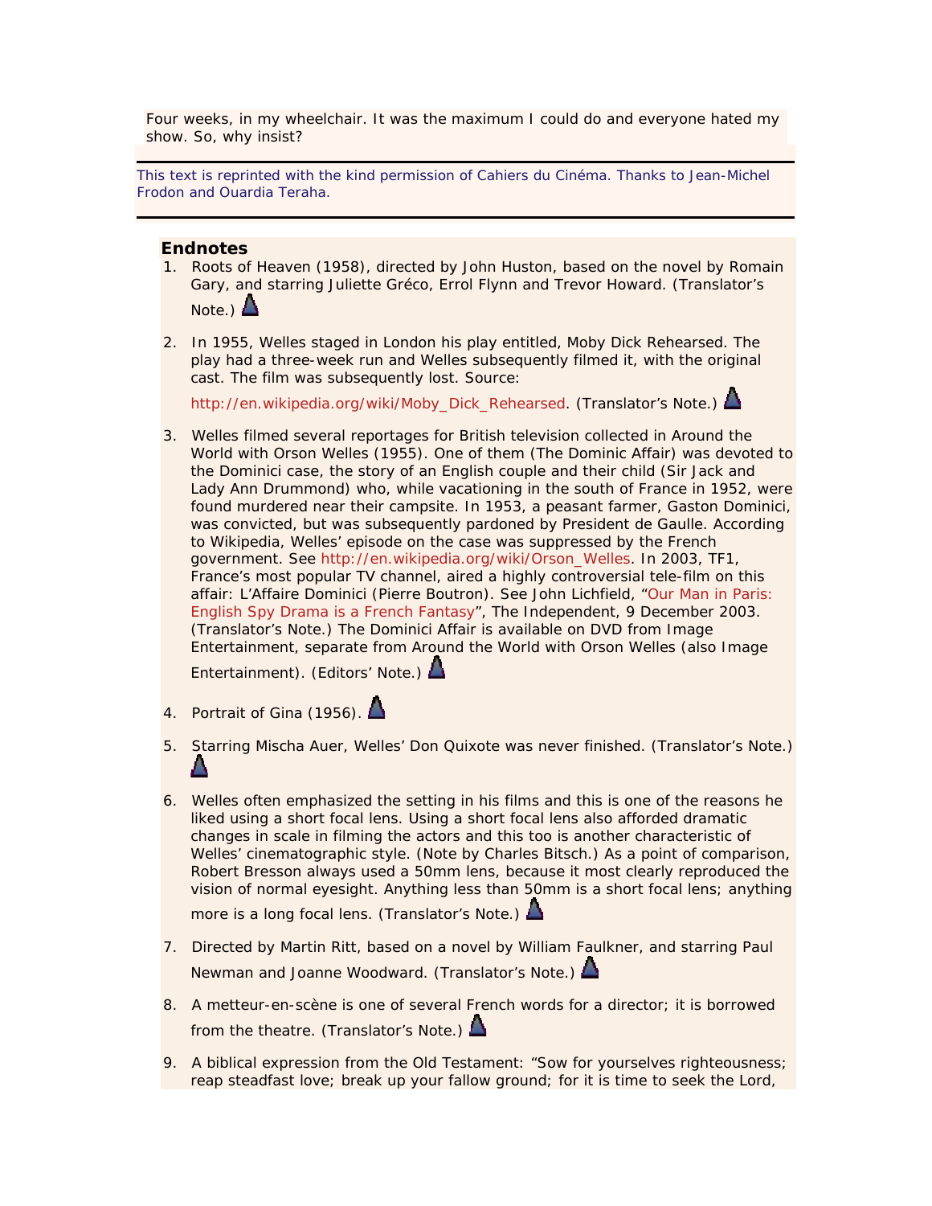Four weeks, in my wheelchair. It was the maximum I could do and everyone hated my show. So, why insist?

This text is reprinted with the kind permission of Cahiers du Cinéma. Thanks to Jean-Michel Frodon and Ouardia Teraha.

---

### Endnotes

1. Roots of Heaven (1958), directed by John Huston, based on the novel by Romain Gary, and starring Juliette Gréco, Errol Flynn and Trevor Howard. (Translator's Note.)

2. In 1955, Welles staged in London his play entitled, Moby Dick Rehearsed. The play had a three-week run and Welles subsequently filmed it, with the original cast. The film was subsequently lost. Source: http://en.wikipedia.org/wiki/Moby_Dick_Rehearsed. (Translator's Note.)

3. Welles filmed several reportages for British television collected in Around the World with Orson Welles (1955). One of them (The Dominic Affair) was devoted to the Dominici case, the story of an English couple and their child (Sir Jack and Lady Ann Drummond) who, while vacationing in the south of France in 1952, were found murdered near their campsite. In 1953, a peasant farmer, Gaston Dominici, was convicted, but was subsequently pardoned by President de Gaulle. According to Wikipedia, Welles' episode on the case was suppressed by the French government. See http://en.wikipedia.org/wiki/Orson_Welles. In 2003, TF1, France's most popular TV channel, aired a highly controversial tele-film on this affair: L'Affaire Dominici (Pierre Boutron). See John Lichfield, "Our Man in Paris: English Spy Drama is a French Fantasy", The Independent, 9 December 2003. (Translator's Note.) The Dominici Affair is available on DVD from Image Entertainment, separate from Around the World with Orson Welles (also Image Entertainment). (Editors' Note.)

4. Portrait of Gina (1956).

5. Starring Mischa Auer, Welles' Don Quixote was never finished. (Translator's Note.)

6. Welles often emphasized the setting in his films and this is one of the reasons he liked using a short focal lens. Using a short focal lens also afforded dramatic changes in scale in filming the actors and this too is another characteristic of Welles' cinematographic style. (Note by Charles Bitsch.) As a point of comparison, Robert Bresson always used a 50mm lens, because it most clearly reproduced the vision of normal eyesight. Anything less than 50mm is a short focal lens; anything more is a long focal lens. (Translator's Note.)

7. Directed by Martin Ritt, based on a novel by William Faulkner, and starring Paul Newman and Joanne Woodward. (Translator's Note.)

8. A metteur-en-scène is one of several French words for a director; it is borrowed from the theatre. (Translator's Note.)

9. A biblical expression from the Old Testament: "Sow for yourselves righteousness; reap steadfast love; break up your fallow ground; for it is time to seek the Lord,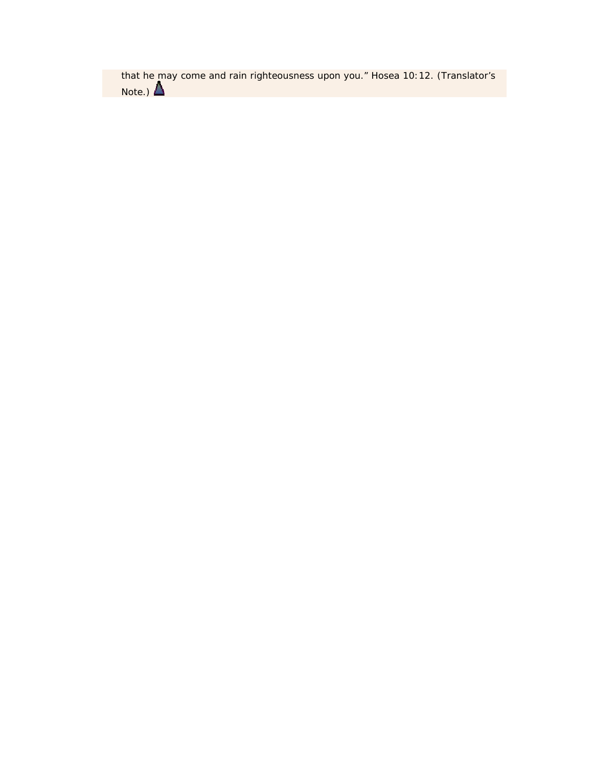that he may come and rain righteousness upon you.” Hosea 10:12. (Translator’s Note.)